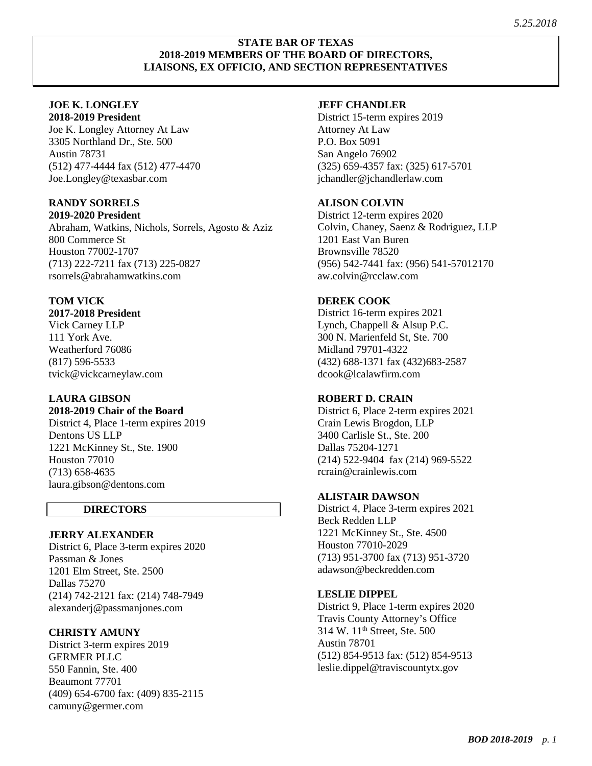5.25.2018

# STATE BAR OF TEXAS
# 2018-2019 MEMBERS OF THE BOARD OF DIRECTORS, LIAISONS, EX OFFICIO, AND SECTION REPRESENTATIVES

**JOE K. LONGLEY**
**2018-2019 President**
Joe K. Longley Attorney At Law
3305 Northland Dr., Ste. 500
Austin 78731
(512) 477-4444 fax (512) 477-4470
Joe.Longley@texasbar.com

**RANDY SORRELS**
**2019-2020 President**
Abraham, Watkins, Nichols, Sorrels, Agosto & Aziz
800 Commerce St
Houston 77002-1707
(713) 222-7211 fax (713) 225-0827
rsorrels@abrahamwatkins.com

**TOM VICK**
**2017-2018 President**
Vick Carney LLP
111 York Ave.
Weatherford 76086
(817) 596-5533
tvick@vickcarneylaw.com

**LAURA GIBSON**
**2018-2019 Chair of the Board**
District 4, Place 1-term expires 2019
Dentons US LLP
1221 McKinney St., Ste. 1900
Houston 77010
(713) 658-4635
laura.gibson@dentons.com

## DIRECTORS

**JERRY ALEXANDER**
District 6, Place 3-term expires 2020
Passman & Jones
1201 Elm Street, Ste. 2500
Dallas 75270
(214) 742-2121 fax: (214) 748-7949
alexanderj@passmanjones.com

**CHRISTY AMUNY**
District 3-term expires 2019
GERMER PLLC
550 Fannin, Ste. 400
Beaumont 77701
(409) 654-6700 fax: (409) 835-2115
camuny@germer.com

**JEFF CHANDLER**
District 15-term expires 2019
Attorney At Law
P.O. Box 5091
San Angelo 76902
(325) 659-4357 fax: (325) 617-5701
jchandler@jchandlerlaw.com

**ALISON COLVIN**
District 12-term expires 2020
Colvin, Chaney, Saenz & Rodriguez, LLP
1201 East Van Buren
Brownsville 78520
(956) 542-7441 fax: (956) 541-57012170
aw.colvin@rcclaw.com

**DEREK COOK**
District 16-term expires 2021
Lynch, Chappell & Alsup P.C.
300 N. Marienfeld St, Ste. 700
Midland 79701-4322
(432) 688-1371 fax (432)683-2587
dcook@lcalawfirm.com

**ROBERT D. CRAIN**
District 6, Place 2-term expires 2021
Crain Lewis Brogdon, LLP
3400 Carlisle St., Ste. 200
Dallas 75204-1271
(214) 522-9404 fax (214) 969-5522
rcrain@crainlewis.com

**ALISTAIR DAWSON**
District 4, Place 3-term expires 2021
Beck Redden LLP
1221 McKinney St., Ste. 4500
Houston 77010-2029
(713) 951-3700 fax (713) 951-3720
adawson@beckredden.com

**LESLIE DIPPEL**
District 9, Place 1-term expires 2020
Travis County Attorney's Office
314 W. 11th Street, Ste. 500
Austin 78701
(512) 854-9513 fax: (512) 854-9513
leslie.dippel@traviscountytx.gov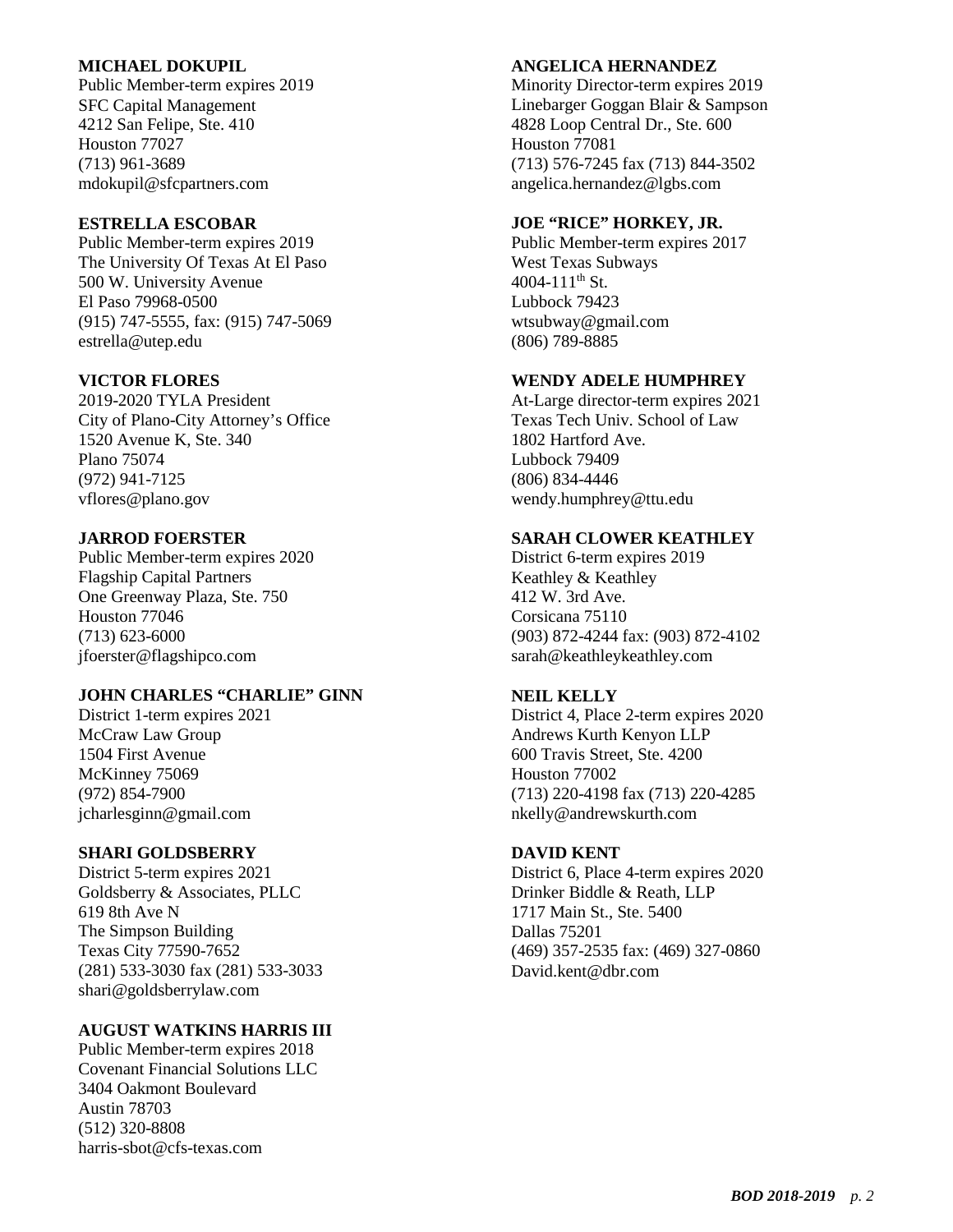**MICHAEL DOKUPIL**
Public Member-term expires 2019
SFC Capital Management
4212 San Felipe, Ste. 410
Houston 77027
(713) 961-3689
mdokupil@sfcpartners.com

**ESTRELLA ESCOBAR**
Public Member-term expires 2019
The University Of Texas At El Paso
500 W. University Avenue
El Paso 79968-0500
(915) 747-5555, fax: (915) 747-5069
estrella@utep.edu

**VICTOR FLORES**
2019-2020 TYLA President
City of Plano-City Attorney's Office
1520 Avenue K, Ste. 340
Plano 75074
(972) 941-7125
vflores@plano.gov

**JARROD FOERSTER**
Public Member-term expires 2020
Flagship Capital Partners
One Greenway Plaza, Ste. 750
Houston 77046
(713) 623-6000
jfoerster@flagshipco.com

**JOHN CHARLES "CHARLIE" GINN**
District 1-term expires 2021
McCraw Law Group
1504 First Avenue
McKinney 75069
(972) 854-7900
jcharlesginn@gmail.com

**SHARI GOLDSBERRY**
District 5-term expires 2021
Goldsberry & Associates, PLLC
619 8th Ave N
The Simpson Building
Texas City 77590-7652
(281) 533-3030 fax (281) 533-3033
shari@goldsberrylaw.com

**AUGUST WATKINS HARRIS III**
Public Member-term expires 2018
Covenant Financial Solutions LLC
3404 Oakmont Boulevard
Austin 78703
(512) 320-8808
harris-sbot@cfs-texas.com

**ANGELICA HERNANDEZ**
Minority Director-term expires 2019
Linebarger Goggan Blair & Sampson
4828 Loop Central Dr., Ste. 600
Houston 77081
(713) 576-7245 fax (713) 844-3502
angelica.hernandez@lgbs.com

**JOE "RICE" HORKEY, JR.**
Public Member-term expires 2017
West Texas Subways
4004-111th St.
Lubbock 79423
wtsubway@gmail.com
(806) 789-8885

**WENDY ADELE HUMPHREY**
At-Large director-term expires 2021
Texas Tech Univ. School of Law
1802 Hartford Ave.
Lubbock 79409
(806) 834-4446
wendy.humphrey@ttu.edu

**SARAH CLOWER KEATHLEY**
District 6-term expires 2019
Keathley & Keathley
412 W. 3rd Ave.
Corsicana 75110
(903) 872-4244 fax: (903) 872-4102
sarah@keathleykeathley.com

**NEIL KELLY**
District 4, Place 2-term expires 2020
Andrews Kurth Kenyon LLP
600 Travis Street, Ste. 4200
Houston 77002
(713) 220-4198 fax (713) 220-4285
nkelly@andrewskurth.com

**DAVID KENT**
District 6, Place 4-term expires 2020
Drinker Biddle & Reath, LLP
1717 Main St., Ste. 5400
Dallas 75201
(469) 357-2535 fax: (469) 327-0860
David.kent@dbr.com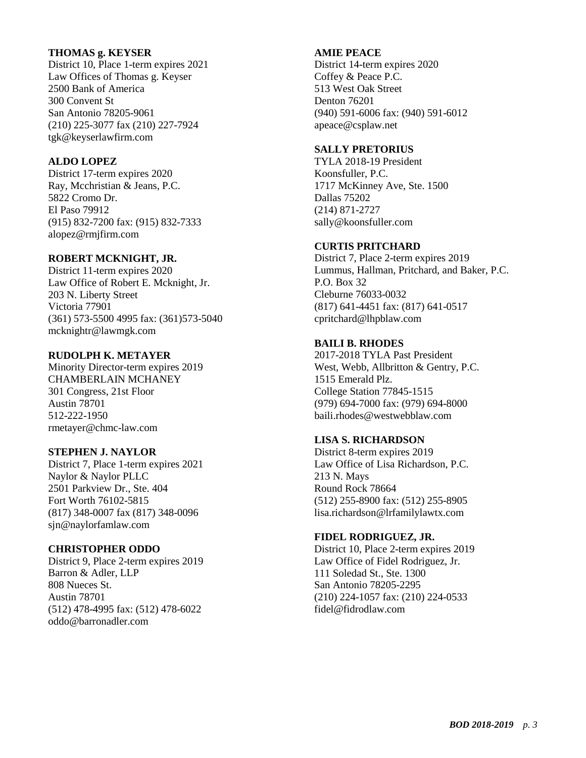**THOMAS g. KEYSER**
District 10, Place 1-term expires 2021
Law Offices of Thomas g. Keyser
2500 Bank of America
300 Convent St
San Antonio 78205-9061
(210) 225-3077 fax (210) 227-7924
tgk@keyserlawfirm.com

**ALDO LOPEZ**
District 17-term expires 2020
Ray, Mcchristian & Jeans, P.C.
5822 Cromo Dr.
El Paso 79912
(915) 832-7200 fax: (915) 832-7333
alopez@rmjfirm.com

**ROBERT MCKNIGHT, JR.**
District 11-term expires 2020
Law Office of Robert E. Mcknight, Jr.
203 N. Liberty Street
Victoria 77901
(361) 573-5500 4995 fax: (361)573-5040
mcknightr@lawmgk.com

**RUDOLPH K. METAYER**
Minority Director-term expires 2019
CHAMBERLAIN MCHANEY
301 Congress, 21st Floor
Austin 78701
512-222-1950
rmetayer@chmc-law.com

**STEPHEN J. NAYLOR**
District 7, Place 1-term expires 2021
Naylor & Naylor PLLC
2501 Parkview Dr., Ste. 404
Fort Worth 76102-5815
(817) 348-0007 fax (817) 348-0096
sjn@naylorfamlaw.com

**CHRISTOPHER ODDO**
District 9, Place 2-term expires 2019
Barron & Adler, LLP
808 Nueces St.
Austin 78701
(512) 478-4995 fax: (512) 478-6022
oddo@barronadler.com

**AMIE PEACE**
District 14-term expires 2020
Coffey & Peace P.C.
513 West Oak Street
Denton 76201
(940) 591-6006 fax: (940) 591-6012
apeace@csplaw.net

**SALLY PRETORIUS**
TYLA 2018-19 President
Koonsfuller, P.C.
1717 McKinney Ave, Ste. 1500
Dallas 75202
(214) 871-2727
sally@koonsfuller.com

**CURTIS PRITCHARD**
District 7, Place 2-term expires 2019
Lummus, Hallman, Pritchard, and Baker, P.C.
P.O. Box 32
Cleburne 76033-0032
(817) 641-4451 fax: (817) 641-0517
cpritchard@lhpblaw.com

**BAILI B. RHODES**
2017-2018 TYLA Past President
West, Webb, Allbritton & Gentry, P.C.
1515 Emerald Plz.
College Station 77845-1515
(979) 694-7000 fax: (979) 694-8000
baili.rhodes@westwebblaw.com

**LISA S. RICHARDSON**
District 8-term expires 2019
Law Office of Lisa Richardson, P.C.
213 N. Mays
Round Rock 78664
(512) 255-8900 fax: (512) 255-8905
lisa.richardson@lrfamilylawtx.com

**FIDEL RODRIGUEZ, JR.**
District 10, Place 2-term expires 2019
Law Office of Fidel Rodriguez, Jr.
111 Soledad St., Ste. 1300
San Antonio 78205-2295
(210) 224-1057 fax: (210) 224-0533
fidel@fidrodlaw.com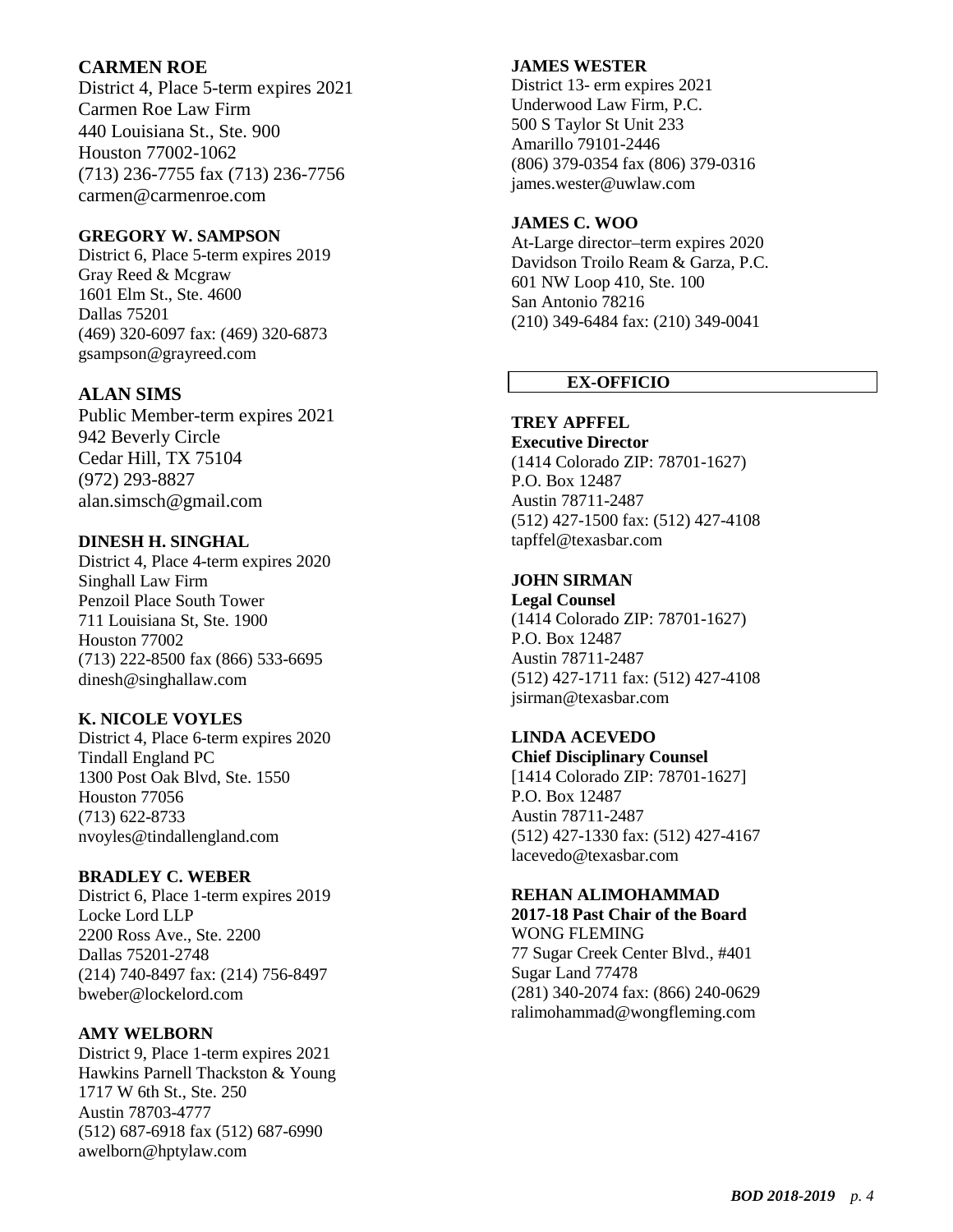**CARMEN ROE**
District 4, Place 5-term expires 2021
Carmen Roe Law Firm
440 Louisiana St., Ste. 900
Houston 77002-1062
(713) 236-7755 fax (713) 236-7756
carmen@carmenroe.com

**GREGORY W. SAMPSON**
District 6, Place 5-term expires 2019
Gray Reed & Mcgraw
1601 Elm St., Ste. 4600
Dallas 75201
(469) 320-6097 fax: (469) 320-6873
gsampson@grayreed.com

**ALAN SIMS**
Public Member-term expires 2021
942 Beverly Circle
Cedar Hill, TX 75104
(972) 293-8827
alan.simsch@gmail.com

**DINESH H. SINGHAL**
District 4, Place 4-term expires 2020
Singhall Law Firm
Penzoil Place South Tower
711 Louisiana St, Ste. 1900
Houston 77002
(713) 222-8500 fax (866) 533-6695
dinesh@singhallaw.com

**K. NICOLE VOYLES**
District 4, Place 6-term expires 2020
Tindall England PC
1300 Post Oak Blvd, Ste. 1550
Houston 77056
(713) 622-8733
nvoyles@tindallengland.com

**BRADLEY C. WEBER**
District 6, Place 1-term expires 2019
Locke Lord LLP
2200 Ross Ave., Ste. 2200
Dallas 75201-2748
(214) 740-8497 fax: (214) 756-8497
bweber@lockelord.com

**AMY WELBORN**
District 9, Place 1-term expires 2021
Hawkins Parnell Thackston & Young
1717 W 6th St., Ste. 250
Austin 78703-4777
(512) 687-6918 fax (512) 687-6990
awelborn@hptylaw.com

**JAMES WESTER**
District 13- erm expires 2021
Underwood Law Firm, P.C.
500 S Taylor St Unit 233
Amarillo 79101-2446
(806) 379-0354 fax (806) 379-0316
james.wester@uwlaw.com

**JAMES C. WOO**
At-Large director–term expires 2020
Davidson Troilo Ream & Garza, P.C.
601 NW Loop 410, Ste. 100
San Antonio 78216
(210) 349-6484 fax: (210) 349-0041

## EX-OFFICIO

**TREY APFFEL**
**Executive Director**
(1414 Colorado ZIP: 78701-1627)
P.O. Box 12487
Austin 78711-2487
(512) 427-1500 fax: (512) 427-4108
tapffel@texasbar.com

**JOHN SIRMAN**
**Legal Counsel**
(1414 Colorado ZIP: 78701-1627)
P.O. Box 12487
Austin 78711-2487
(512) 427-1711 fax: (512) 427-4108
jsirman@texasbar.com

**LINDA ACEVEDO**
**Chief Disciplinary Counsel**
[1414 Colorado ZIP: 78701-1627]
P.O. Box 12487
Austin 78711-2487
(512) 427-1330 fax: (512) 427-4167
lacevedo@texasbar.com

**REHAN ALIMOHAMMAD**
**2017-18 Past Chair of the Board**
WONG FLEMING
77 Sugar Creek Center Blvd., #401
Sugar Land 77478
(281) 340-2074 fax: (866) 240-0629
ralimohammad@wongfleming.com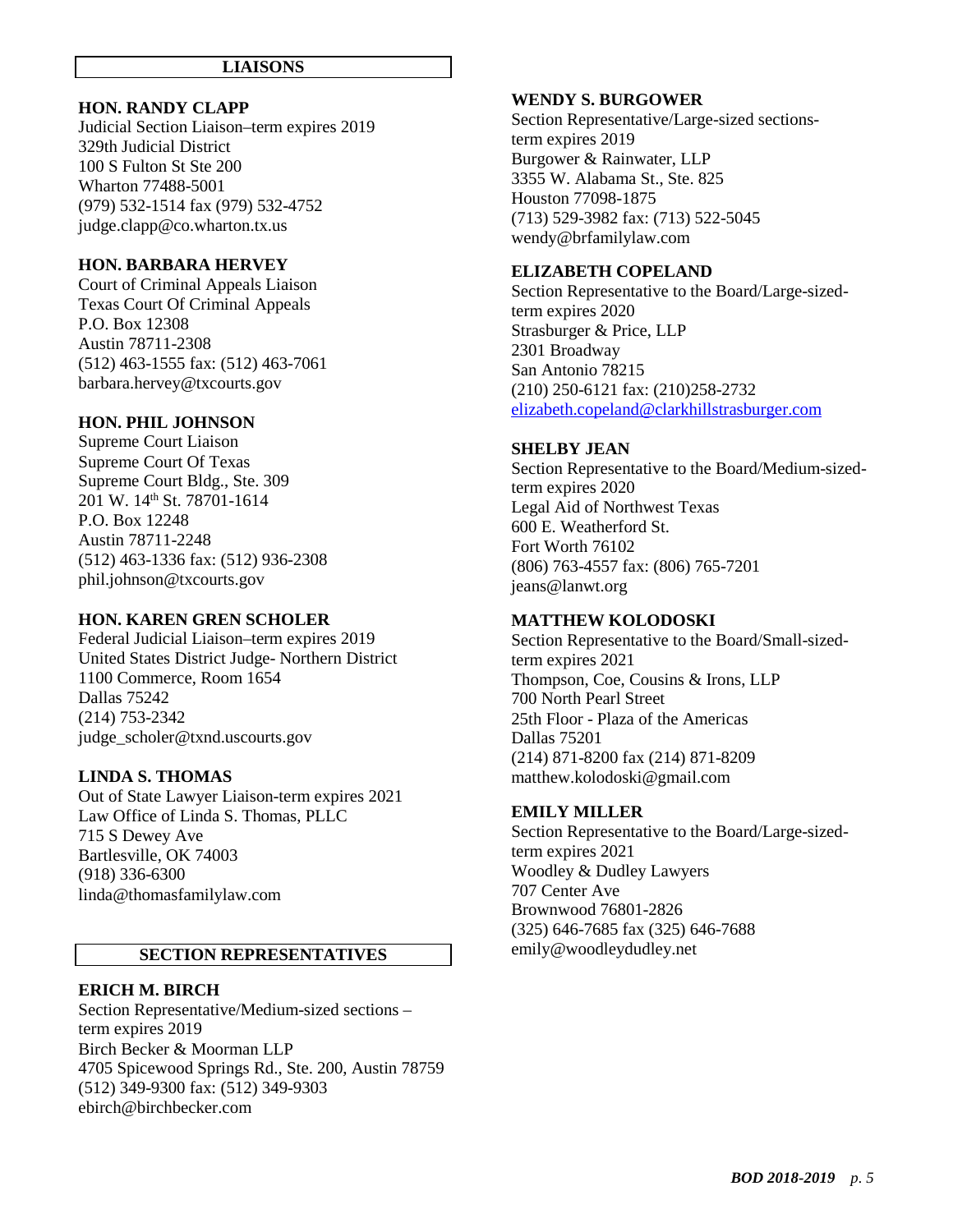## LIAISONS

**HON. RANDY CLAPP**
Judicial Section Liaison–term expires 2019
329th Judicial District
100 S Fulton St Ste 200
Wharton 77488-5001
(979) 532-1514 fax (979) 532-4752
judge.clapp@co.wharton.tx.us

**HON. BARBARA HERVEY**
Court of Criminal Appeals Liaison
Texas Court Of Criminal Appeals
P.O. Box 12308
Austin 78711-2308
(512) 463-1555 fax: (512) 463-7061
barbara.hervey@txcourts.gov

**HON. PHIL JOHNSON**
Supreme Court Liaison
Supreme Court Of Texas
Supreme Court Bldg., Ste. 309
201 W. 14th St. 78701-1614
P.O. Box 12248
Austin 78711-2248
(512) 463-1336 fax: (512) 936-2308
phil.johnson@txcourts.gov

**HON. KAREN GREN SCHOLER**
Federal Judicial Liaison–term expires 2019
United States District Judge- Northern District
1100 Commerce, Room 1654
Dallas 75242
(214) 753-2342
judge_scholer@txnd.uscourts.gov

**LINDA S. THOMAS**
Out of State Lawyer Liaison-term expires 2021
Law Office of Linda S. Thomas, PLLC
715 S Dewey Ave
Bartlesville, OK 74003
(918) 336-6300
linda@thomasfamilylaw.com

## SECTION REPRESENTATIVES

**ERICH M. BIRCH**
Section Representative/Medium-sized sections –
term expires 2019
Birch Becker & Moorman LLP
4705 Spicewood Springs Rd., Ste. 200, Austin 78759
(512) 349-9300 fax: (512) 349-9303
ebirch@birchbecker.com

**WENDY S. BURGOWER**
Section Representative/Large-sized sections-
term expires 2019
Burgower & Rainwater, LLP
3355 W. Alabama St., Ste. 825
Houston 77098-1875
(713) 529-3982 fax: (713) 522-5045
wendy@brfamilylaw.com

**ELIZABETH COPELAND**
Section Representative to the Board/Large-sized-
term expires 2020
Strasburger & Price, LLP
2301 Broadway
San Antonio 78215
(210) 250-6121 fax: (210)258-2732
elizabeth.copeland@clarkhillstrasburger.com

**SHELBY JEAN**
Section Representative to the Board/Medium-sized-
term expires 2020
Legal Aid of Northwest Texas
600 E. Weatherford St.
Fort Worth 76102
(806) 763-4557 fax: (806) 765-7201
jeans@lanwt.org

**MATTHEW KOLODOSKI**
Section Representative to the Board/Small-sized-
term expires 2021
Thompson, Coe, Cousins & Irons, LLP
700 North Pearl Street
25th Floor - Plaza of the Americas
Dallas 75201
(214) 871-8200 fax (214) 871-8209
matthew.kolodoski@gmail.com

**EMILY MILLER**
Section Representative to the Board/Large-sized-
term expires 2021
Woodley & Dudley Lawyers
707 Center Ave
Brownwood 76801-2826
(325) 646-7685 fax (325) 646-7688
emily@woodleydudley.net